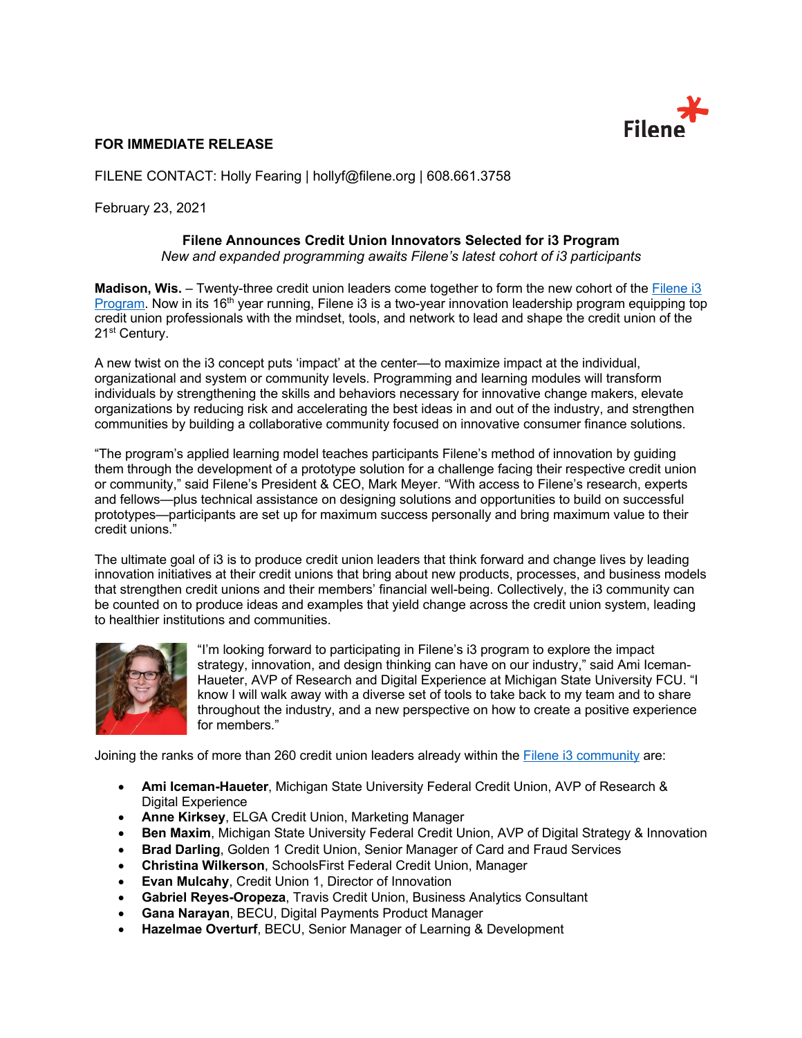Filene

**FOR IMMEDIATE RELEASE**

FILENE CONTACT: Holly Fearing | hollyf@filene.org | 608.661.3758

February 23, 2021

**Filene Announces Credit Union Innovators Selected for i3 Program**

*New and expanded programming awaits Filene's latest cohort of i3 participants*

**Madison, Wis.** – Twenty-three credit union leaders come together to form the new cohort of the Filene i3 Program. Now in its 16th year running, Filene i3 is a two-year innovation leadership program equipping top credit union professionals with the mindset, tools, and network to lead and shape the credit union of the 21st Century.

A new twist on the i3 concept puts 'impact' at the center—to maximize impact at the individual, organizational and system or community levels. Programming and learning modules will transform individuals by strengthening the skills and behaviors necessary for innovative change makers, elevate organizations by reducing risk and accelerating the best ideas in and out of the industry, and strengthen communities by building a collaborative community focused on innovative consumer finance solutions.

"The program's applied learning model teaches participants Filene's method of innovation by guiding them through the development of a prototype solution for a challenge facing their respective credit union or community," said Filene's President & CEO, Mark Meyer. "With access to Filene's research, experts and fellows—plus technical assistance on designing solutions and opportunities to build on successful prototypes—participants are set up for maximum success personally and bring maximum value to their credit unions."

The ultimate goal of i3 is to produce credit union leaders that think forward and change lives by leading innovation initiatives at their credit unions that bring about new products, processes, and business models that strengthen credit unions and their members' financial well-being. Collectively, the i3 community can be counted on to produce ideas and examples that yield change across the credit union system, leading to healthier institutions and communities.

"I'm looking forward to participating in Filene's i3 program to explore the impact strategy, innovation, and design thinking can have on our industry," said Ami Iceman-Haueter, AVP of Research and Digital Experience at Michigan State University FCU. "I know I will walk away with a diverse set of tools to take back to my team and to share throughout the industry, and a new perspective on how to create a positive experience for members."

Joining the ranks of more than 260 credit union leaders already within the Filene i3 community are:

- **Ami Iceman-Haueter**, Michigan State University Federal Credit Union, AVP of Research & Digital Experience
- **Anne Kirksey**, ELGA Credit Union, Marketing Manager
- **Ben Maxim**, Michigan State University Federal Credit Union, AVP of Digital Strategy & Innovation
- **Brad Darling**, Golden 1 Credit Union, Senior Manager of Card and Fraud Services
- **Christina Wilkerson**, SchoolsFirst Federal Credit Union, Manager
- **Evan Mulcahy**, Credit Union 1, Director of Innovation
- **Gabriel Reyes-Oropeza**, Travis Credit Union, Business Analytics Consultant
- **Gana Narayan**, BECU, Digital Payments Product Manager
- **Hazelmae Overturf**, BECU, Senior Manager of Learning & Development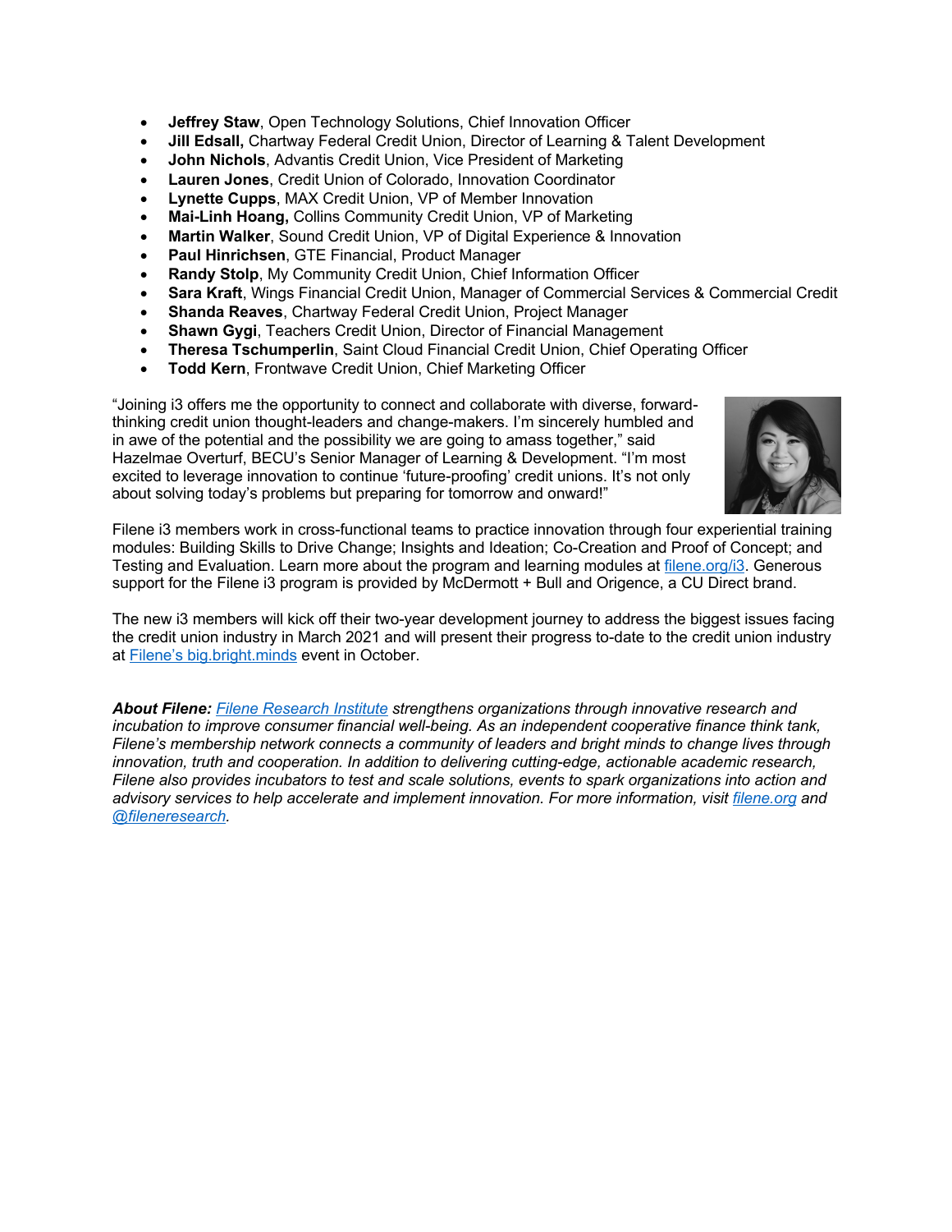- **Jeffrey Staw**, Open Technology Solutions, Chief Innovation Officer
- **Jill Edsall,** Chartway Federal Credit Union, Director of Learning & Talent Development
- **John Nichols**, Advantis Credit Union, Vice President of Marketing
- **Lauren Jones**, Credit Union of Colorado, Innovation Coordinator
- **Lynette Cupps**, MAX Credit Union, VP of Member Innovation
- **Mai-Linh Hoang,** Collins Community Credit Union, VP of Marketing
- **Martin Walker**, Sound Credit Union, VP of Digital Experience & Innovation
- **Paul Hinrichsen**, GTE Financial, Product Manager
- **Randy Stolp**, My Community Credit Union, Chief Information Officer
- **Sara Kraft**, Wings Financial Credit Union, Manager of Commercial Services & Commercial Credit
- **Shanda Reaves**, Chartway Federal Credit Union, Project Manager
- **Shawn Gygi**, Teachers Credit Union, Director of Financial Management
- **Theresa Tschumperlin**, Saint Cloud Financial Credit Union, Chief Operating Officer
- **Todd Kern**, Frontwave Credit Union, Chief Marketing Officer

"Joining i3 offers me the opportunity to connect and collaborate with diverse, forward-thinking credit union thought-leaders and change-makers. I'm sincerely humbled and in awe of the potential and the possibility we are going to amass together," said Hazelmae Overturf, BECU's Senior Manager of Learning & Development. "I'm most excited to leverage innovation to continue 'future-proofing' credit unions. It's not only about solving today's problems but preparing for tomorrow and onward!"

Filene i3 members work in cross-functional teams to practice innovation through four experiential training modules: Building Skills to Drive Change; Insights and Ideation; Co-Creation and Proof of Concept; and Testing and Evaluation. Learn more about the program and learning modules at filene.org/i3. Generous support for the Filene i3 program is provided by McDermott + Bull and Origence, a CU Direct brand.

The new i3 members will kick off their two-year development journey to address the biggest issues facing the credit union industry in March 2021 and will present their progress to-date to the credit union industry at Filene's big.bright.minds event in October.

***About Filene:*** *Filene Research Institute strengthens organizations through innovative research and incubation to improve consumer financial well-being. As an independent cooperative finance think tank, Filene's membership network connects a community of leaders and bright minds to change lives through innovation, truth and cooperation. In addition to delivering cutting-edge, actionable academic research, Filene also provides incubators to test and scale solutions, events to spark organizations into action and advisory services to help accelerate and implement innovation. For more information, visit filene.org and @fileneresearch.*